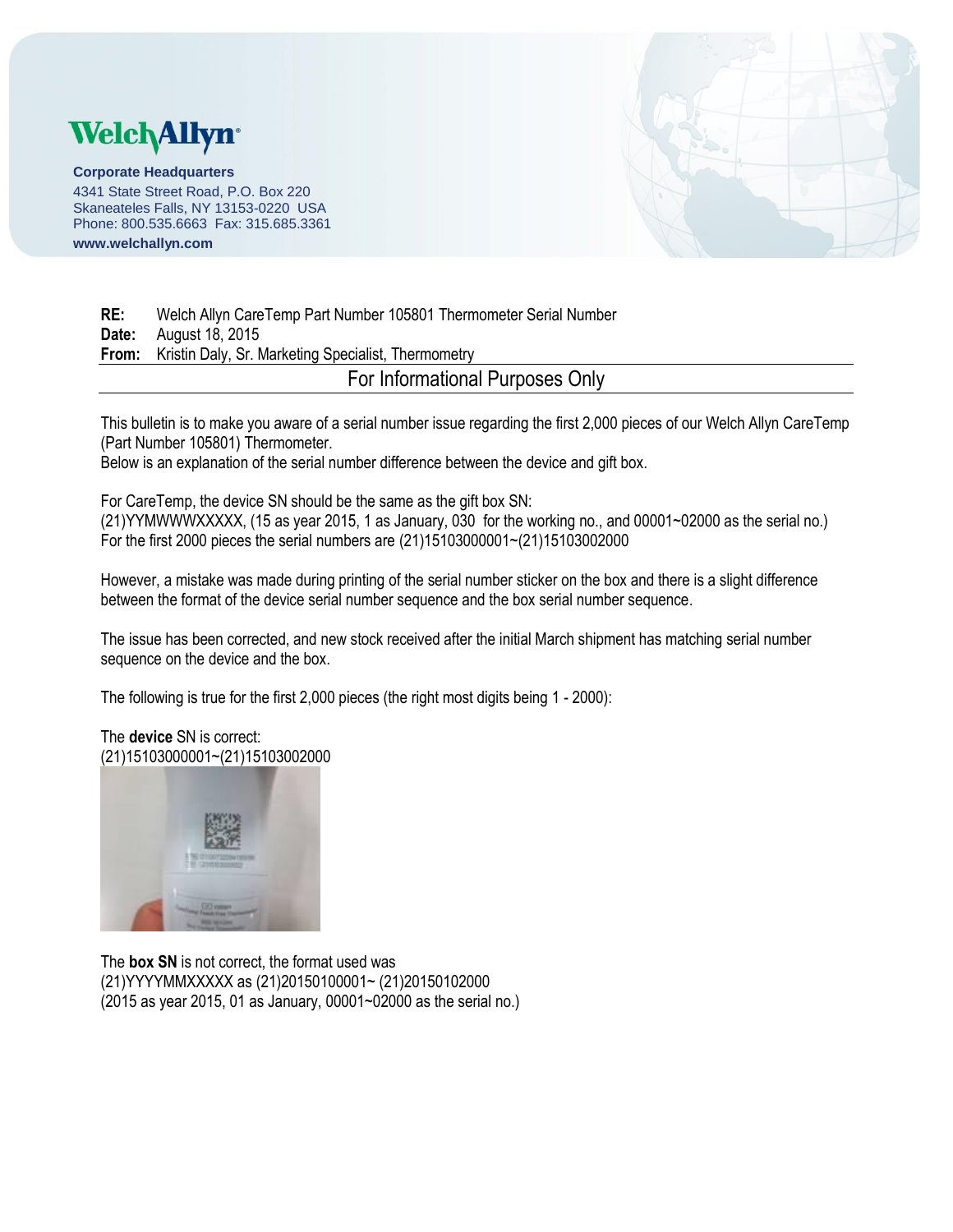**Welch Allyn**

**Corporate Headquarters**
4341 State Street Road, P.O. Box 220
Skaneateles Falls, NY 13153-0220 USA
Phone: 800.535.6663 Fax: 315.685.3361
**www.welchallyn.com**

**RE:** Welch Allyn CareTemp Part Number 105801 Thermometer Serial Number
**Date:** August 18, 2015
**From:** Kristin Daly, Sr. Marketing Specialist, Thermometry

For Informational Purposes Only

This bulletin is to make you aware of a serial number issue regarding the first 2,000 pieces of our Welch Allyn CareTemp (Part Number 105801) Thermometer.
Below is an explanation of the serial number difference between the device and gift box.

For CareTemp, the device SN should be the same as the gift box SN:
(21)YYMWWWXXXXX, (15 as year 2015, 1 as January, 030 for the working no., and 00001~02000 as the serial no.)
For the first 2000 pieces the serial numbers are (21)15103000001~(21)15103002000

However, a mistake was made during printing of the serial number sticker on the box and there is a slight difference between the format of the device serial number sequence and the box serial number sequence.

The issue has been corrected, and new stock received after the initial March shipment has matching serial number sequence on the device and the box.

The following is true for the first 2,000 pieces (the right most digits being 1 - 2000):

The **device** SN is correct:
(21)15103000001~(21)15103002000

The **box SN** is not correct, the format used was
(21)YYYYMMXXXXX as (21)20150100001~ (21)20150102000
(2015 as year 2015, 01 as January, 00001~02000 as the serial no.)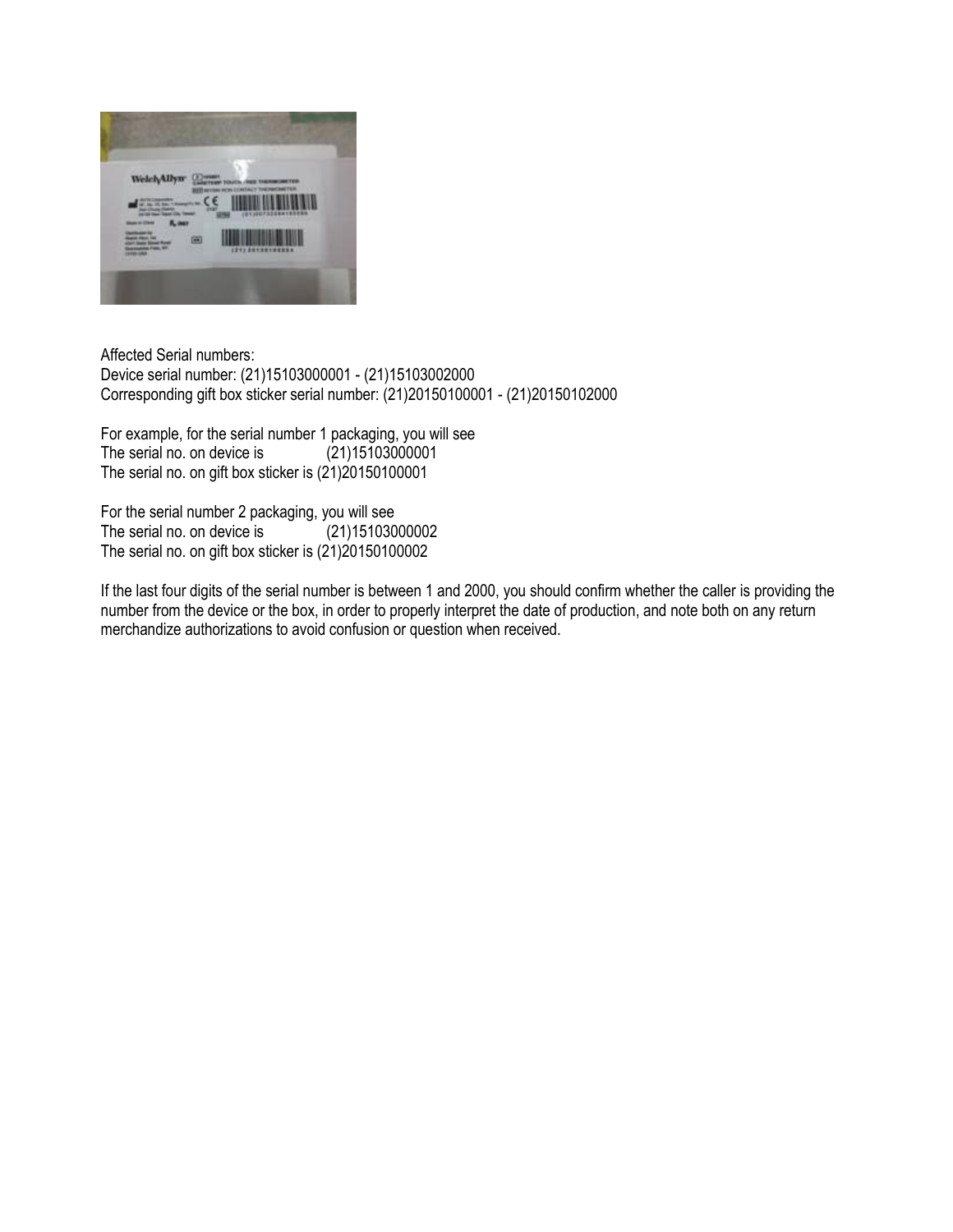Affected Serial numbers:
Device serial number: (21)15103000001 - (21)15103002000
Corresponding gift box sticker serial number: (21)20150100001 - (21)20150102000

For example, for the serial number 1 packaging, you will see
The serial no. on device is (21)15103000001
The serial no. on gift box sticker is (21)20150100001

For the serial number 2 packaging, you will see
The serial no. on device is (21)15103000002
The serial no. on gift box sticker is (21)20150100002

If the last four digits of the serial number is between 1 and 2000, you should confirm whether the caller is providing the number from the device or the box, in order to properly interpret the date of production, and note both on any return merchandize authorizations to avoid confusion or question when received.